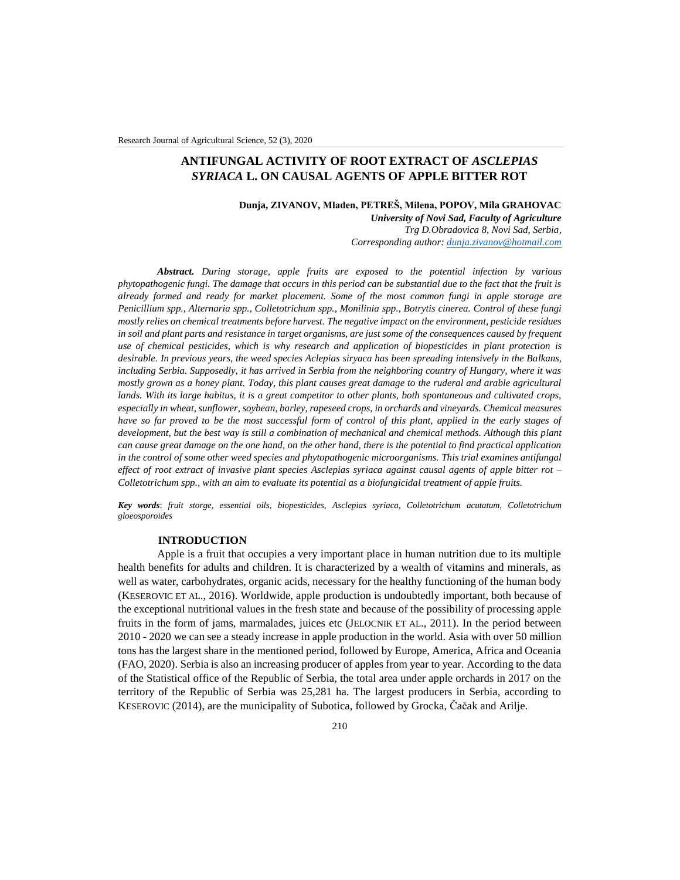# ANTIFUNGAL ACTIVITY OF ROOT EXTRACT OF *ASCLEPIAS SYRIACA* L. ON CAUSAL AGENTS OF APPLE BITTER ROT

**Dunja, ZIVANOV, Mladen, PETREŠ, Milena, POPOV, Mila GRAHOVAC**

***University of Novi Sad, Faculty of Agriculture***

*Trg D.Obradovica 8, Novi Sad, Serbia,*

*Corresponding author: dunja.zivanov@hotmail.com*

***Abstract.*** *During storage, apple fruits are exposed to the potential infection by various phytopathogenic fungi. The damage that occurs in this period can be substantial due to the fact that the fruit is already formed and ready for market placement. Some of the most common fungi in apple storage are Penicillium spp., Alternaria spp., Colletotrichum spp., Monilinia spp., Botrytis cinerea. Control of these fungi mostly relies on chemical treatments before harvest. The negative impact on the environment, pesticide residues in soil and plant parts and resistance in target organisms, are just some of the consequences caused by frequent use of chemical pesticides, which is why research and application of biopesticides in plant protection is desirable. In previous years, the weed species Aclepias siryaca has been spreading intensively in the Balkans, including Serbia. Supposedly, it has arrived in Serbia from the neighboring country of Hungary, where it was mostly grown as a honey plant. Today, this plant causes great damage to the ruderal and arable agricultural lands. With its large habitus, it is a great competitor to other plants, both spontaneous and cultivated crops, especially in wheat, sunflower, soybean, barley, rapeseed crops, in orchards and vineyards. Chemical measures have so far proved to be the most successful form of control of this plant, applied in the early stages of development, but the best way is still a combination of mechanical and chemical methods. Although this plant can cause great damage on the one hand, on the other hand, there is the potential to find practical application in the control of some other weed species and phytopathogenic microorganisms. This trial examines antifungal effect of root extract of invasive plant species Asclepias syriaca against causal agents of apple bitter rot – Colletotrichum spp., with an aim to evaluate its potential as a biofungicidal treatment of apple fruits.*

***Key words***: *fruit storge, essential oils, biopesticides, Asclepias syriaca, Colletotrichum acutatum, Colletotrichum gloeosporoides*

## INTRODUCTION

Apple is a fruit that occupies a very important place in human nutrition due to its multiple health benefits for adults and children. It is characterized by a wealth of vitamins and minerals, as well as water, carbohydrates, organic acids, necessary for the healthy functioning of the human body (KESEROVIC ET AL., 2016). Worldwide, apple production is undoubtedly important, both because of the exceptional nutritional values in the fresh state and because of the possibility of processing apple fruits in the form of jams, marmalades, juices etc (JELOCNIK ET AL., 2011). In the period between 2010 - 2020 we can see a steady increase in apple production in the world. Asia with over 50 million tons has the largest share in the mentioned period, followed by Europe, America, Africa and Oceania (FAO, 2020). Serbia is also an increasing producer of apples from year to year. According to the data of the Statistical office of the Republic of Serbia, the total area under apple orchards in 2017 on the territory of the Republic of Serbia was 25,281 ha. The largest producers in Serbia, according to KESEROVIC (2014), are the municipality of Subotica, followed by Grocka, Čačak and Arilje.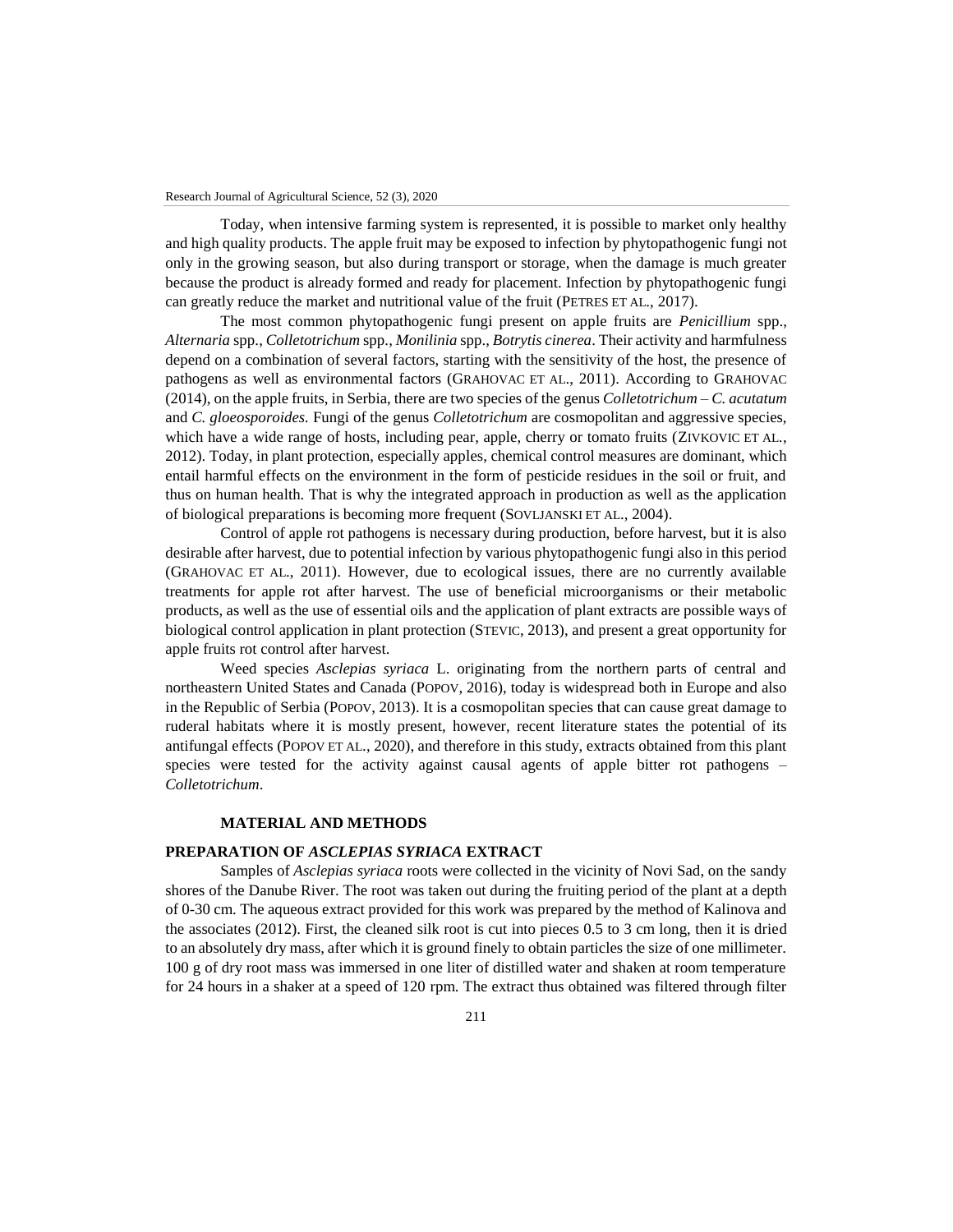Today, when intensive farming system is represented, it is possible to market only healthy and high quality products. The apple fruit may be exposed to infection by phytopathogenic fungi not only in the growing season, but also during transport or storage, when the damage is much greater because the product is already formed and ready for placement. Infection by phytopathogenic fungi can greatly reduce the market and nutritional value of the fruit (PETRES ET AL., 2017).

The most common phytopathogenic fungi present on apple fruits are *Penicillium* spp., *Alternaria* spp., *Colletotrichum* spp., *Monilinia* spp., *Botrytis cinerea*. Their activity and harmfulness depend on a combination of several factors, starting with the sensitivity of the host, the presence of pathogens as well as environmental factors (GRAHOVAC ET AL., 2011). According to GRAHOVAC (2014), on the apple fruits, in Serbia, there are two species of the genus *Colletotrichum* – *C. acutatum* and *C. gloeosporoides.* Fungi of the genus *Colletotrichum* are cosmopolitan and aggressive species, which have a wide range of hosts, including pear, apple, cherry or tomato fruits (ZIVKOVIC ET AL., 2012). Today, in plant protection, especially apples, chemical control measures are dominant, which entail harmful effects on the environment in the form of pesticide residues in the soil or fruit, and thus on human health. That is why the integrated approach in production as well as the application of biological preparations is becoming more frequent (SOVLJANSKI ET AL., 2004).

Control of apple rot pathogens is necessary during production, before harvest, but it is also desirable after harvest, due to potential infection by various phytopathogenic fungi also in this period (GRAHOVAC ET AL., 2011). However, due to ecological issues, there are no currently available treatments for apple rot after harvest. The use of beneficial microorganisms or their metabolic products, as well as the use of essential oils and the application of plant extracts are possible ways of biological control application in plant protection (STEVIC, 2013), and present a great opportunity for apple fruits rot control after harvest.

Weed species *Asclepias syriaca* L. originating from the northern parts of central and northeastern United States and Canada (POPOV, 2016), today is widespread both in Europe and also in the Republic of Serbia (POPOV, 2013). It is a cosmopolitan species that can cause great damage to ruderal habitats where it is mostly present, however, recent literature states the potential of its antifungal effects (POPOV ET AL., 2020), and therefore in this study, extracts obtained from this plant species were tested for the activity against causal agents of apple bitter rot pathogens – *Colletotrichum*.

## MATERIAL AND METHODS

### PREPARATION OF *ASCLEPIAS SYRIACA* EXTRACT

Samples of *Asclepias syriaca* roots were collected in the vicinity of Novi Sad, on the sandy shores of the Danube River. The root was taken out during the fruiting period of the plant at a depth of 0-30 cm. The aqueous extract provided for this work was prepared by the method of Kalinova and the associates (2012). First, the cleaned silk root is cut into pieces 0.5 to 3 cm long, then it is dried to an absolutely dry mass, after which it is ground finely to obtain particles the size of one millimeter. 100 g of dry root mass was immersed in one liter of distilled water and shaken at room temperature for 24 hours in a shaker at a speed of 120 rpm. The extract thus obtained was filtered through filter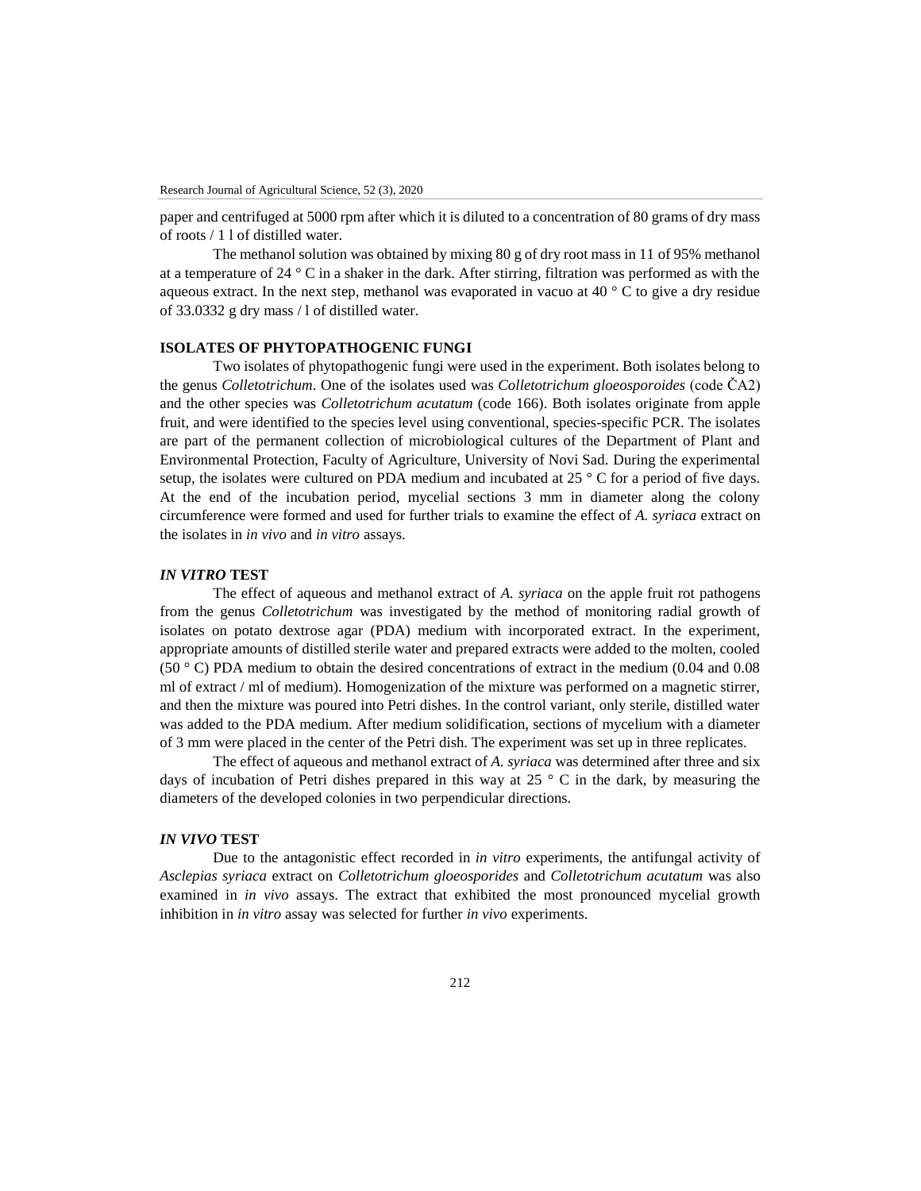paper and centrifuged at 5000 rpm after which it is diluted to a concentration of 80 grams of dry mass of roots / 1 l of distilled water.

The methanol solution was obtained by mixing 80 g of dry root mass in 1l of 95% methanol at a temperature of 24 ° C in a shaker in the dark. After stirring, filtration was performed as with the aqueous extract. In the next step, methanol was evaporated in vacuo at 40 ° C to give a dry residue of 33.0332 g dry mass / l of distilled water.

## ISOLATES OF PHYTOPATHOGENIC FUNGI

Two isolates of phytopathogenic fungi were used in the experiment. Both isolates belong to the genus *Colletotrichum*. One of the isolates used was *Colletotrichum gloeosporoides* (code ČA2) and the other species was *Colletotrichum acutatum* (code 166). Both isolates originate from apple fruit, and were identified to the species level using conventional, species-specific PCR. The isolates are part of the permanent collection of microbiological cultures of the Department of Plant and Environmental Protection, Faculty of Agriculture, University of Novi Sad. During the experimental setup, the isolates were cultured on PDA medium and incubated at 25 ° C for a period of five days. At the end of the incubation period, mycelial sections 3 mm in diameter along the colony circumference were formed and used for further trials to examine the effect of *A. syriaca* extract on the isolates in *in vivo* and *in vitro* assays.

## *IN VITRO* TEST

The effect of aqueous and methanol extract of *A. syriaca* on the apple fruit rot pathogens from the genus *Colletotrichum* was investigated by the method of monitoring radial growth of isolates on potato dextrose agar (PDA) medium with incorporated extract. In the experiment, appropriate amounts of distilled sterile water and prepared extracts were added to the molten, cooled (50 ° C) PDA medium to obtain the desired concentrations of extract in the medium (0.04 and 0.08 ml of extract / ml of medium). Homogenization of the mixture was performed on a magnetic stirrer, and then the mixture was poured into Petri dishes. In the control variant, only sterile, distilled water was added to the PDA medium. After medium solidification, sections of mycelium with a diameter of 3 mm were placed in the center of the Petri dish. The experiment was set up in three replicates.

The effect of aqueous and methanol extract of *A. syriaca* was determined after three and six days of incubation of Petri dishes prepared in this way at 25 ° C in the dark, by measuring the diameters of the developed colonies in two perpendicular directions.

## *IN VIVO* TEST

Due to the antagonistic effect recorded in *in vitro* experiments, the antifungal activity of *Asclepias syriaca* extract on *Colletotrichum gloeosporides* and *Colletotrichum acutatum* was also examined in *in vivo* assays. The extract that exhibited the most pronounced mycelial growth inhibition in *in vitro* assay was selected for further *in vivo* experiments.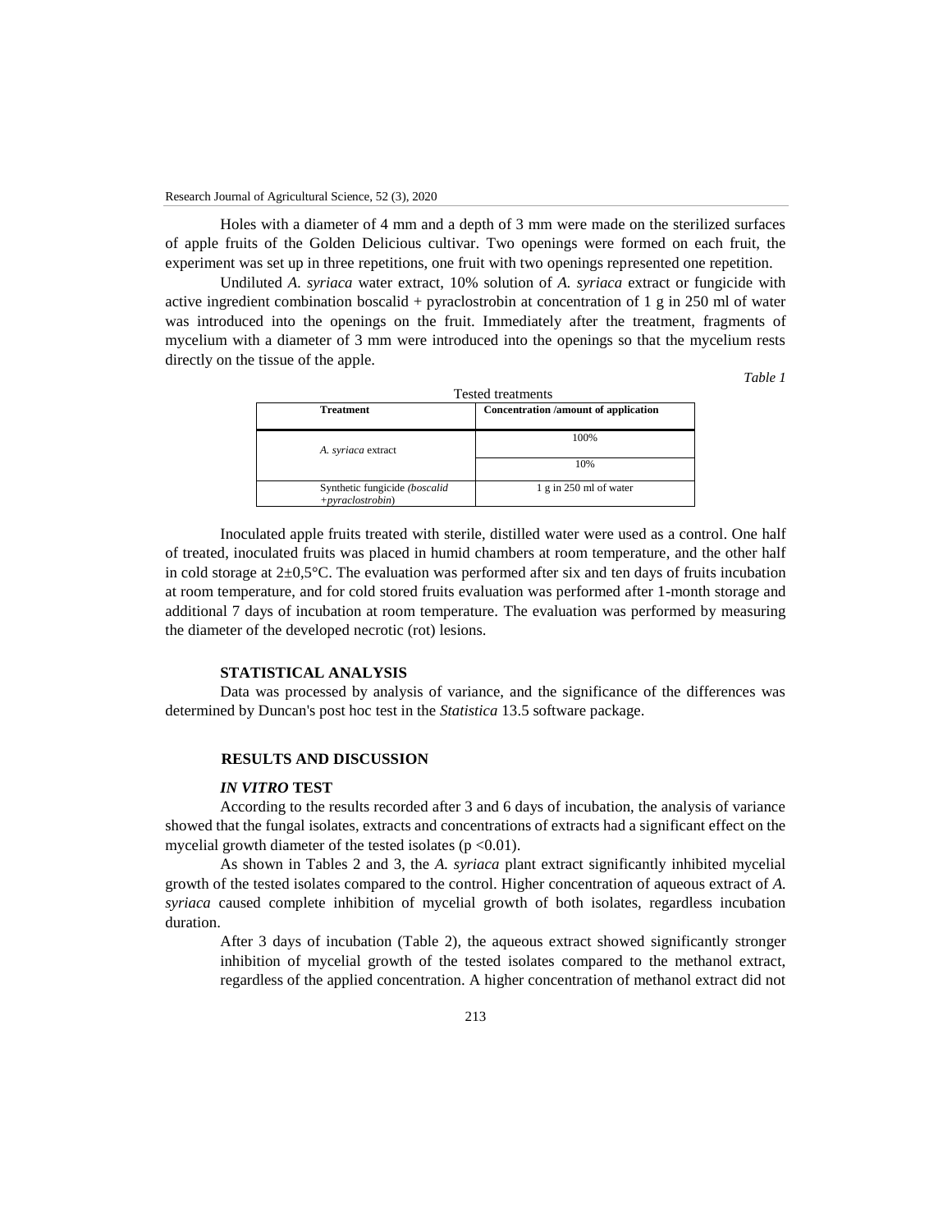Holes with a diameter of 4 mm and a depth of 3 mm were made on the sterilized surfaces of apple fruits of the Golden Delicious cultivar. Two openings were formed on each fruit, the experiment was set up in three repetitions, one fruit with two openings represented one repetition.

Undiluted *A. syriaca* water extract, 10% solution of *A. syriaca* extract or fungicide with active ingredient combination boscalid + pyraclostrobin at concentration of 1 g in 250 ml of water was introduced into the openings on the fruit. Immediately after the treatment, fragments of mycelium with a diameter of 3 mm were introduced into the openings so that the mycelium rests directly on the tissue of the apple.

*Table 1*

Tested treatments

| Treatment | Concentration /amount of application |
|---|---|
| *A. syriaca* extract | 100% |
| | 10% |
| Synthetic fungicide (*boscalid +pyraclostrobin*) | 1 g in 250 ml of water |

Inoculated apple fruits treated with sterile, distilled water were used as a control. One half of treated, inoculated fruits was placed in humid chambers at room temperature, and the other half in cold storage at 2±0,5°C. The evaluation was performed after six and ten days of fruits incubation at room temperature, and for cold stored fruits evaluation was performed after 1-month storage and additional 7 days of incubation at room temperature. The evaluation was performed by measuring the diameter of the developed necrotic (rot) lesions.

## STATISTICAL ANALYSIS

Data was processed by analysis of variance, and the significance of the differences was determined by Duncan's post hoc test in the *Statistica* 13.5 software package.

## RESULTS AND DISCUSSION

### *IN VITRO* TEST

According to the results recorded after 3 and 6 days of incubation, the analysis of variance showed that the fungal isolates, extracts and concentrations of extracts had a significant effect on the mycelial growth diameter of the tested isolates ($p < 0.01$).

As shown in Tables 2 and 3, the *A. syriaca* plant extract significantly inhibited mycelial growth of the tested isolates compared to the control. Higher concentration of aqueous extract of *A. syriaca* caused complete inhibition of mycelial growth of both isolates, regardless incubation duration.

After 3 days of incubation (Table 2), the aqueous extract showed significantly stronger inhibition of mycelial growth of the tested isolates compared to the methanol extract, regardless of the applied concentration. A higher concentration of methanol extract did not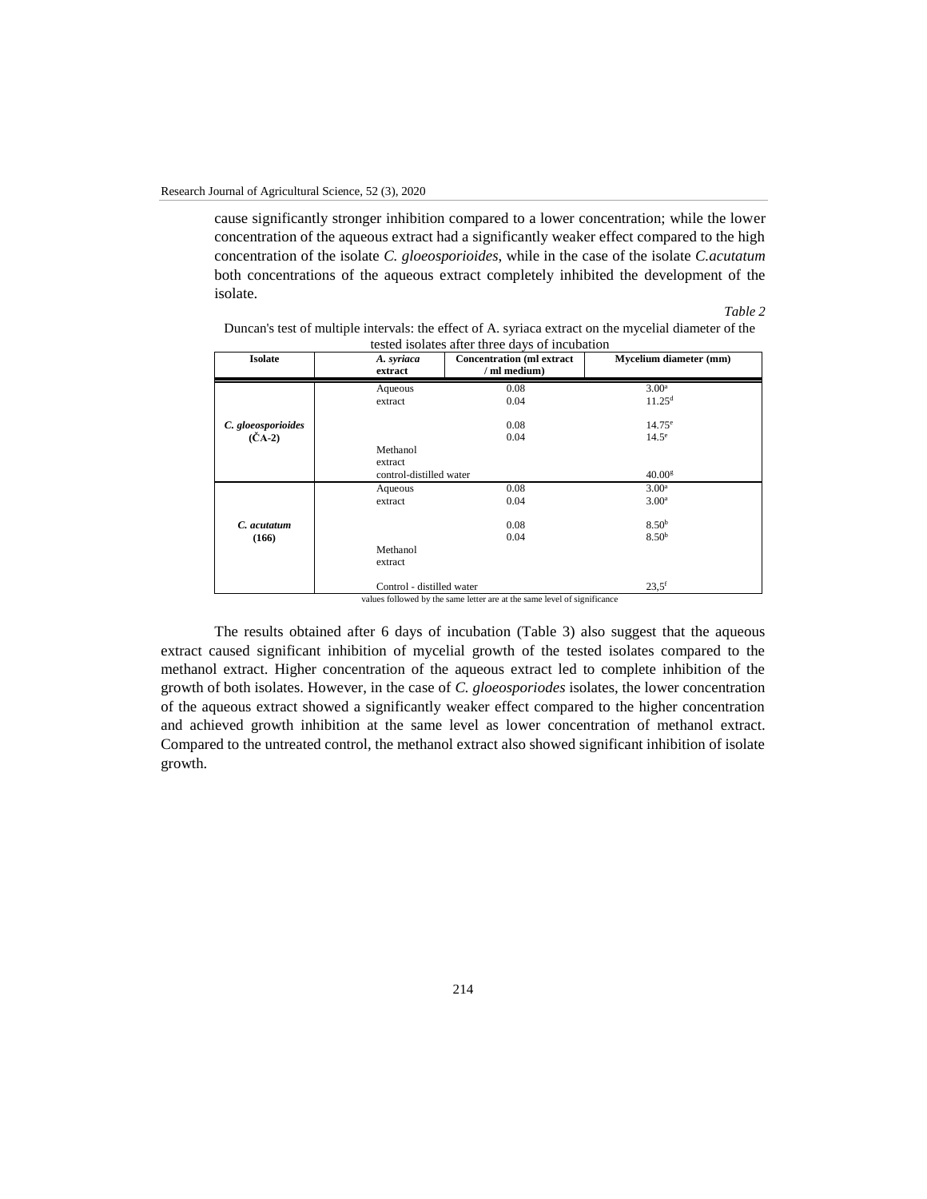cause significantly stronger inhibition compared to a lower concentration; while the lower concentration of the aqueous extract had a significantly weaker effect compared to the high concentration of the isolate *C. gloeosporioides*, while in the case of the isolate *C.acutatum* both concentrations of the aqueous extract completely inhibited the development of the isolate.

*Table 2*

Duncan's test of multiple intervals: the effect of A. syriaca extract on the mycelial diameter of the tested isolates after three days of incubation

| Isolate | *A. syriaca* extract | Concentration (ml extract / ml medium) | Mycelium diameter (mm) |
|---|---|---|---|
| *C. gloeosporioides* (ČA-2) | Aqueous extract | 0.08 | $3.00^{a}$ |
| | | 0.04 | $11.25^{d}$ |
| | Methanol extract | 0.08 | $14.75^{e}$ |
| | | 0.04 | $14.5^{e}$ |
| | control-distilled water | | $40.00^{g}$ |
| *C. acutatum* (166) | Aqueous extract | 0.08 | $3.00^{a}$ |
| | | 0.04 | $3.00^{a}$ |
| | Methanol extract | 0.08 | $8.50^{b}$ |
| | | 0.04 | $8.50^{b}$ |
| | Control - distilled water | | $23{,}5^{f}$ |

values followed by the same letter are at the same level of significance

The results obtained after 6 days of incubation (Table 3) also suggest that the aqueous extract caused significant inhibition of mycelial growth of the tested isolates compared to the methanol extract. Higher concentration of the aqueous extract led to complete inhibition of the growth of both isolates. However, in the case of *C. gloeosporiodes* isolates, the lower concentration of the aqueous extract showed a significantly weaker effect compared to the higher concentration and achieved growth inhibition at the same level as lower concentration of methanol extract. Compared to the untreated control, the methanol extract also showed significant inhibition of isolate growth.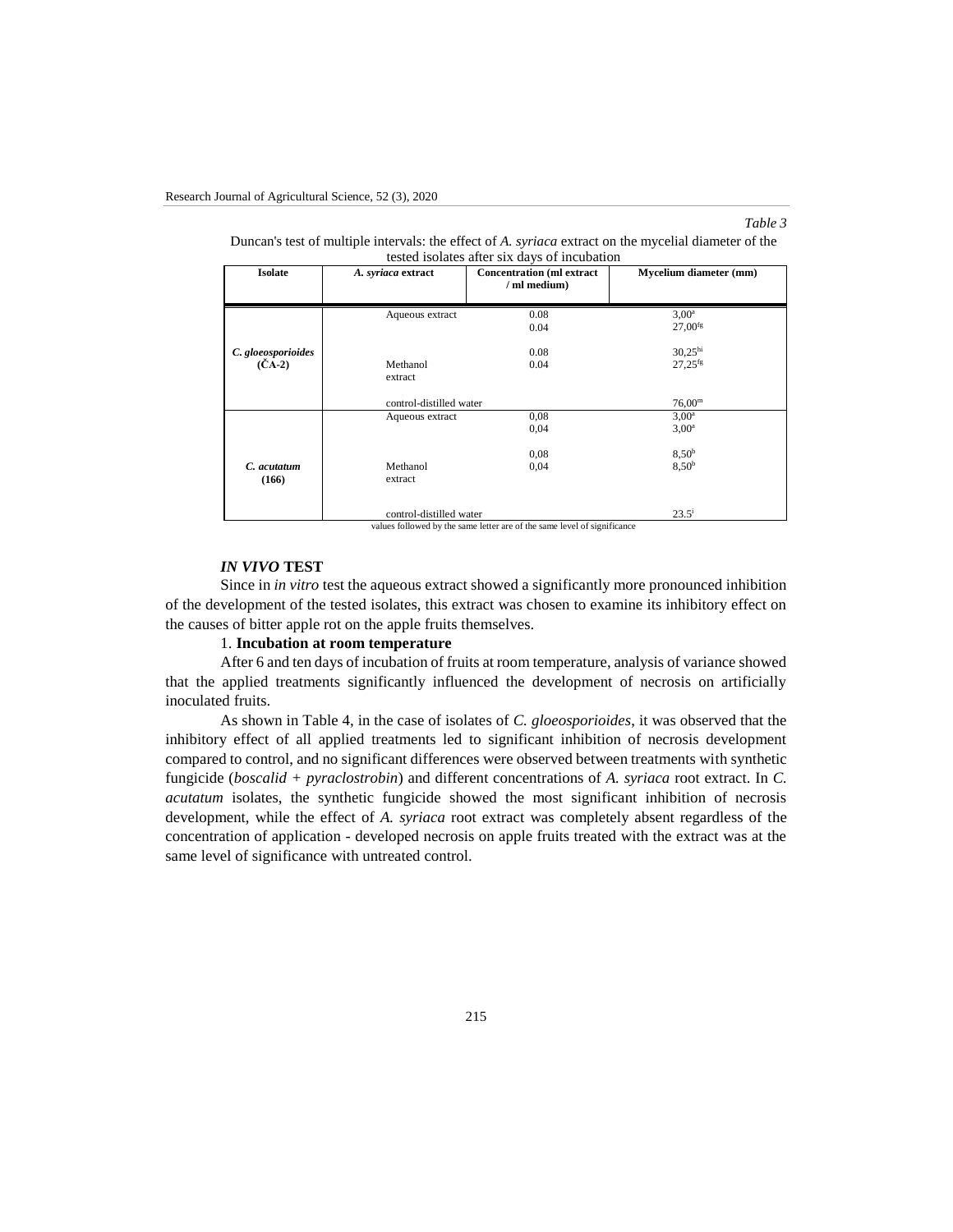*Table 3*

Duncan's test of multiple intervals: the effect of *A. syriaca* extract on the mycelial diameter of the tested isolates after six days of incubation

| Isolate | *A. syriaca* extract | Concentration (ml extract / ml medium) | Mycelium diameter (mm) |
|---|---|---|---|
| *C. gloeosporioides* (ČA-2) | Aqueous extract | 0.08 | $3{,}00^{a}$ |
| | | 0.04 | $27{,}00^{fg}$ |
| | Methanol extract | 0.08 | $30{,}25^{hi}$ |
| | | 0.04 | $27{,}25^{fg}$ |
| | control-distilled water | | $76{,}00^{m}$ |
| *C. acutatum* (166) | Aqueous extract | 0,08 | $3{,}00^{a}$ |
| | | 0,04 | $3{,}00^{a}$ |
| | Methanol extract | 0,08 | $8{,}50^{b}$ |
| | | 0,04 | $8{,}50^{b}$ |
| | control-distilled water | | $23.5^{i}$ |

values followed by the same letter are of the same level of significance

### *IN VIVO* TEST

Since in *in vitro* test the aqueous extract showed a significantly more pronounced inhibition of the development of the tested isolates, this extract was chosen to examine its inhibitory effect on the causes of bitter apple rot on the apple fruits themselves.

1. **Incubation at room temperature**

After 6 and ten days of incubation of fruits at room temperature, analysis of variance showed that the applied treatments significantly influenced the development of necrosis on artificially inoculated fruits.

As shown in Table 4, in the case of isolates of *C. gloeosporioides*, it was observed that the inhibitory effect of all applied treatments led to significant inhibition of necrosis development compared to control, and no significant differences were observed between treatments with synthetic fungicide (*boscalid + pyraclostrobin*) and different concentrations of *A. syriaca* root extract. In *C. acutatum* isolates, the synthetic fungicide showed the most significant inhibition of necrosis development, while the effect of *A. syriaca* root extract was completely absent regardless of the concentration of application - developed necrosis on apple fruits treated with the extract was at the same level of significance with untreated control.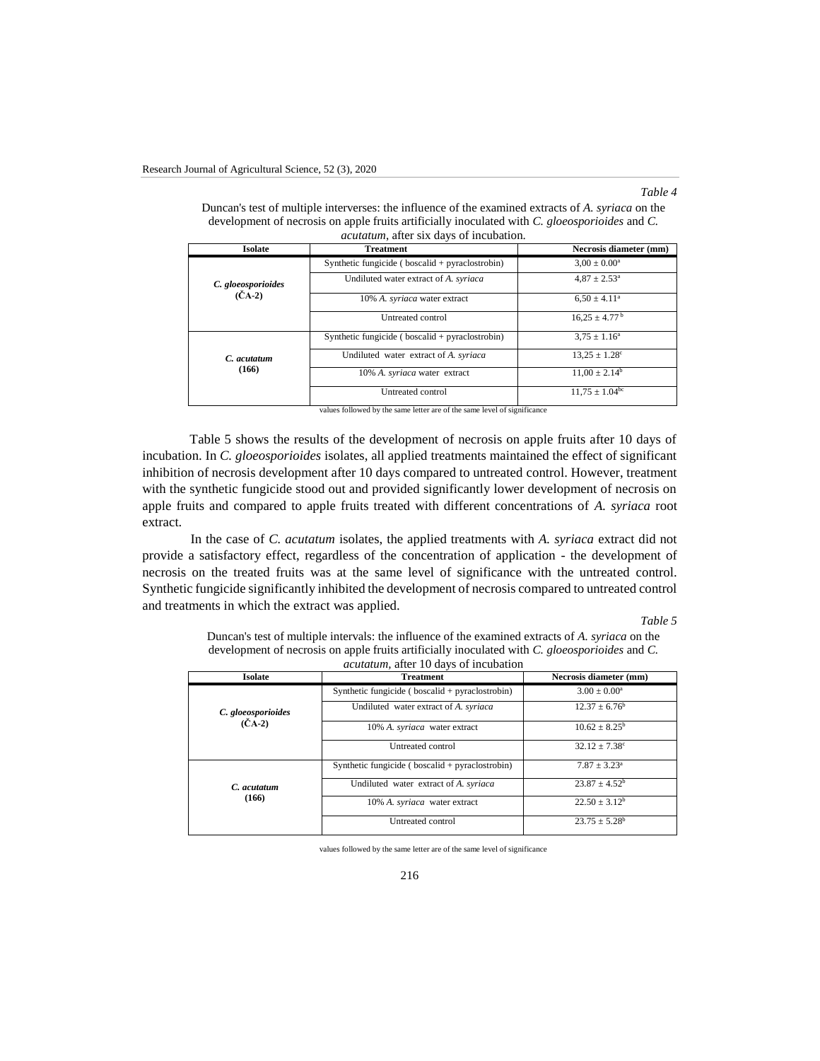*Table 4*

Duncan's test of multiple interverses: the influence of the examined extracts of *A. syriaca* on the development of necrosis on apple fruits artificially inoculated with *C. gloeosporioides* and *C. acutatum*, after six days of incubation.

| Isolate | Treatment | Necrosis diameter (mm) |
|---|---|---|
| *C. gloeosporioides* (ČA-2) | Synthetic fungicide ( boscalid + pyraclostrobin) | $3,00 \pm 0.00^{a}$ |
| | Undiluted water extract of *A. syriaca* | $4,87 \pm 2.53^{a}$ |
| | 10% *A. syriaca* water extract | $6,50 \pm 4.11^{a}$ |
| | Untreated control | $16,25 \pm 4.77^{b}$ |
| *C. acutatum* (166) | Synthetic fungicide ( boscalid + pyraclostrobin) | $3,75 \pm 1.16^{a}$ |
| | Undiluted water extract of *A. syriaca* | $13,25 \pm 1.28^{c}$ |
| | 10% *A. syriaca* water extract | $11,00 \pm 2.14^{b}$ |
| | Untreated control | $11,75 \pm 1.04^{bc}$ |

values followed by the same letter are of the same level of significance

Table 5 shows the results of the development of necrosis on apple fruits after 10 days of incubation. In *C. gloeosporioides* isolates, all applied treatments maintained the effect of significant inhibition of necrosis development after 10 days compared to untreated control. However, treatment with the synthetic fungicide stood out and provided significantly lower development of necrosis on apple fruits and compared to apple fruits treated with different concentrations of *A. syriaca* root extract.

In the case of *C. acutatum* isolates, the applied treatments with *A. syriaca* extract did not provide a satisfactory effect, regardless of the concentration of application - the development of necrosis on the treated fruits was at the same level of significance with the untreated control. Synthetic fungicide significantly inhibited the development of necrosis compared to untreated control and treatments in which the extract was applied.

*Table 5*

Duncan's test of multiple intervals: the influence of the examined extracts of *A. syriaca* on the development of necrosis on apple fruits artificially inoculated with *C. gloeosporioides* and *C. acutatum*, after 10 days of incubation

| Isolate | Treatment | Necrosis diameter (mm) |
|---|---|---|
| *C. gloeosporioides* (ČA-2) | Synthetic fungicide ( boscalid + pyraclostrobin) | $3.00 \pm 0.00^{a}$ |
| | Undiluted water extract of *A. syriaca* | $12.37 \pm 6.76^{b}$ |
| | 10% *A. syriaca* water extract | $10.62 \pm 8.25^{b}$ |
| | Untreated control | $32.12 \pm 7.38^{c}$ |
| *C. acutatum* (166) | Synthetic fungicide ( boscalid + pyraclostrobin) | $7.87 \pm 3.23^{a}$ |
| | Undiluted water extract of *A. syriaca* | $23.87 \pm 4.52^{b}$ |
| | 10% *A. syriaca* water extract | $22.50 \pm 3.12^{b}$ |
| | Untreated control | $23.75 \pm 5.28^{b}$ |

values followed by the same letter are of the same level of significance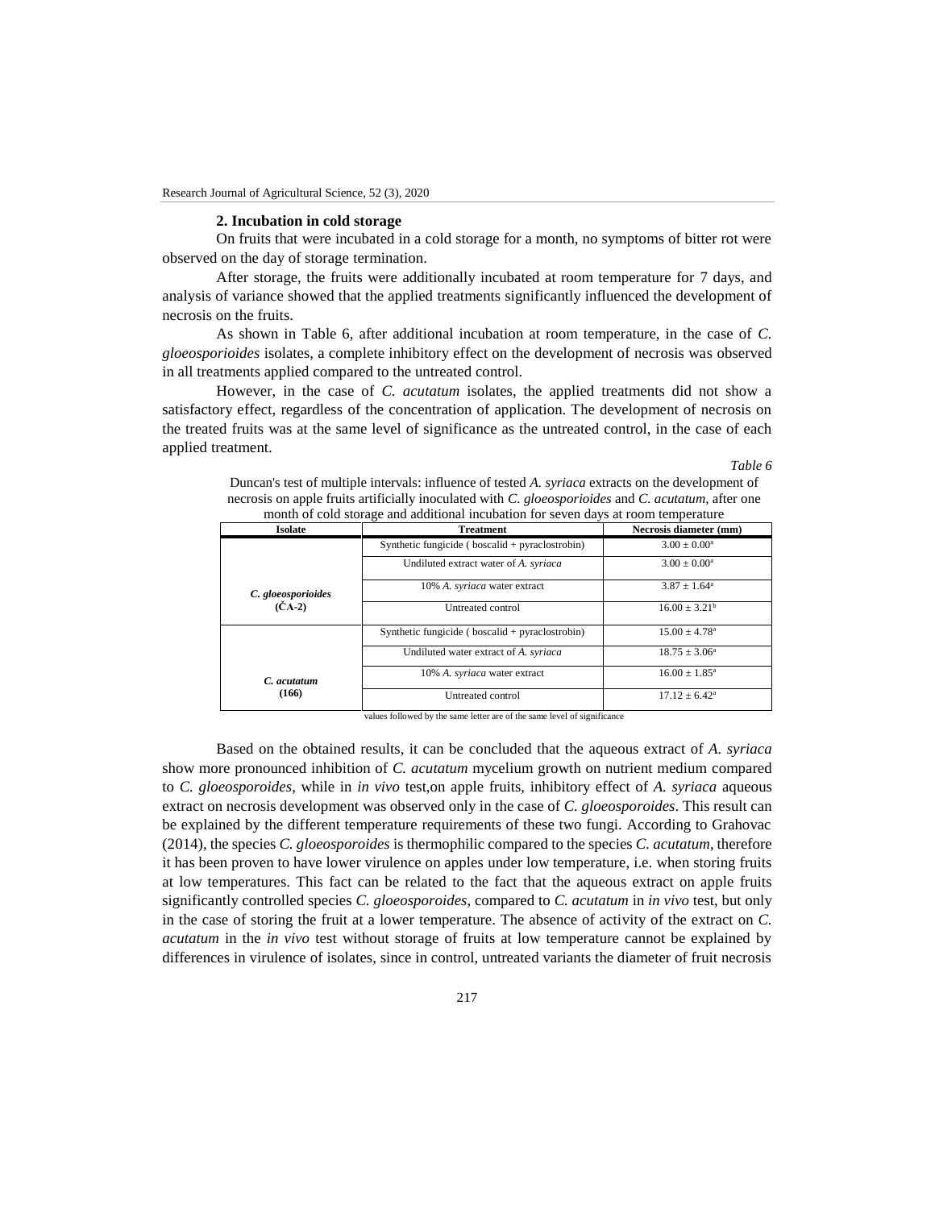### 2. Incubation in cold storage

On fruits that were incubated in a cold storage for a month, no symptoms of bitter rot were observed on the day of storage termination.

After storage, the fruits were additionally incubated at room temperature for 7 days, and analysis of variance showed that the applied treatments significantly influenced the development of necrosis on the fruits.

As shown in Table 6, after additional incubation at room temperature, in the case of *C. gloeosporioides* isolates, a complete inhibitory effect on the development of necrosis was observed in all treatments applied compared to the untreated control.

However, in the case of *C. acutatum* isolates, the applied treatments did not show a satisfactory effect, regardless of the concentration of application. The development of necrosis on the treated fruits was at the same level of significance as the untreated control, in the case of each applied treatment.

*Table 6*

Duncan's test of multiple intervals: influence of tested *A. syriaca* extracts on the development of necrosis on apple fruits artificially inoculated with *C. gloeosporioides* and *C. acutatum*, after one month of cold storage and additional incubation for seven days at room temperature

| Isolate | Treatment | Necrosis diameter (mm) |
|---|---|---|
| *C. gloeosporioides* (ČA-2) | Synthetic fungicide ( boscalid + pyraclostrobin) | $3.00 \pm 0.00^{a}$ |
| | Undiluted extract water of *A. syriaca* | $3.00 \pm 0.00^{a}$ |
| | 10% *A. syriaca* water extract | $3.87 \pm 1.64^{a}$ |
| | Untreated control | $16.00 \pm 3.21^{b}$ |
| *C. acutatum* (166) | Synthetic fungicide ( boscalid + pyraclostrobin) | $15.00 \pm 4.78^{a}$ |
| | Undiluted water extract of *A. syriaca* | $18.75 \pm 3.06^{a}$ |
| | 10% *A. syriaca* water extract | $16.00 \pm 1.85^{a}$ |
| | Untreated control | $17.12 \pm 6.42^{a}$ |

values followed by the same letter are of the same level of significance

Based on the obtained results, it can be concluded that the aqueous extract of *A. syriaca* show more pronounced inhibition of *C. acutatum* mycelium growth on nutrient medium compared to *C. gloeosporoides*, while in *in vivo* test,on apple fruits, inhibitory effect of *A. syriaca* aqueous extract on necrosis development was observed only in the case of *C. gloeosporoides*. This result can be explained by the different temperature requirements of these two fungi. According to Grahovac (2014), the species *C. gloeosporoides* is thermophilic compared to the species *C. acutatum*, therefore it has been proven to have lower virulence on apples under low temperature, i.e. when storing fruits at low temperatures. This fact can be related to the fact that the aqueous extract on apple fruits significantly controlled species *C. gloeosporoides*, compared to *C. acutatum* in *in vivo* test, but only in the case of storing the fruit at a lower temperature. The absence of activity of the extract on *C. acutatum* in the *in vivo* test without storage of fruits at low temperature cannot be explained by differences in virulence of isolates, since in control, untreated variants the diameter of fruit necrosis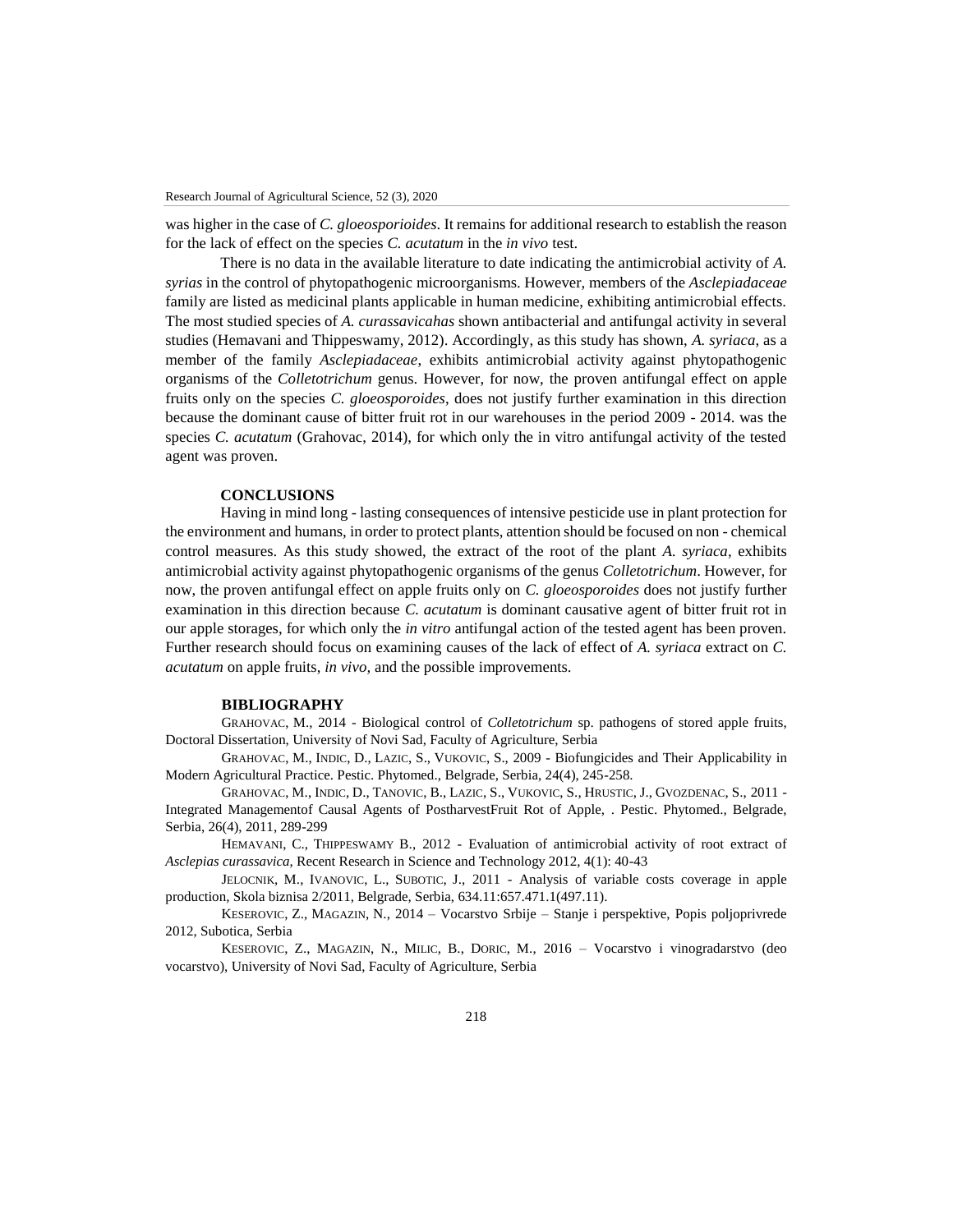was higher in the case of *C. gloeosporioides*. It remains for additional research to establish the reason for the lack of effect on the species *C. acutatum* in the *in vivo* test.

There is no data in the available literature to date indicating the antimicrobial activity of *A. syrias* in the control of phytopathogenic microorganisms. However, members of the *Asclepiadaceae* family are listed as medicinal plants applicable in human medicine, exhibiting antimicrobial effects. The most studied species of *A. curassavicahas* shown antibacterial and antifungal activity in several studies (Hemavani and Thippeswamy, 2012). Accordingly, as this study has shown, *A. syriaca*, as a member of the family *Asclepiadaceae*, exhibits antimicrobial activity against phytopathogenic organisms of the *Colletotrichum* genus. However, for now, the proven antifungal effect on apple fruits only on the species *C. gloeosporoides*, does not justify further examination in this direction because the dominant cause of bitter fruit rot in our warehouses in the period 2009 - 2014. was the species *C. acutatum* (Grahovac, 2014), for which only the in vitro antifungal activity of the tested agent was proven.

## CONCLUSIONS

Having in mind long - lasting consequences of intensive pesticide use in plant protection for the environment and humans, in order to protect plants, attention should be focused on non - chemical control measures. As this study showed, the extract of the root of the plant *A. syriaca*, exhibits antimicrobial activity against phytopathogenic organisms of the genus *Colletotrichum*. However, for now, the proven antifungal effect on apple fruits only on *C. gloeosporoides* does not justify further examination in this direction because *C. acutatum* is dominant causative agent of bitter fruit rot in our apple storages, for which only the *in vitro* antifungal action of the tested agent has been proven. Further research should focus on examining causes of the lack of effect of *A. syriaca* extract on *C. acutatum* on apple fruits, *in vivo*, and the possible improvements.

## BIBLIOGRAPHY

GRAHOVAC, M., 2014 - Biological control of *Colletotrichum* sp. pathogens of stored apple fruits, Doctoral Dissertation, University of Novi Sad, Faculty of Agriculture, Serbia

GRAHOVAC, M., INDIC, D., LAZIC, S., VUKOVIC, S., 2009 - Biofungicides and Their Applicability in Modern Agricultural Practice. Pestic. Phytomed., Belgrade, Serbia, 24(4), 245-258.

GRAHOVAC, M., INDIC, D., TANOVIC, B., LAZIC, S., VUKOVIC, S., HRUSTIC, J., GVOZDENAC, S., 2011 - Integrated Managementof Causal Agents of PostharvestFruit Rot of Apple, . Pestic. Phytomed., Belgrade, Serbia, 26(4), 2011, 289-299

HEMAVANI, C., THIPPESWAMY B., 2012 - Evaluation of antimicrobial activity of root extract of *Asclepias curassavica*, Recent Research in Science and Technology 2012, 4(1): 40-43

JELOCNIK, M., IVANOVIC, L., SUBOTIC, J., 2011 - Analysis of variable costs coverage in apple production, Skola biznisa 2/2011, Belgrade, Serbia, 634.11:657.471.1(497.11).

KESEROVIC, Z., MAGAZIN, N., 2014 – Vocarstvo Srbije – Stanje i perspektive, Popis poljoprivrede 2012, Subotica, Serbia

KESEROVIC, Z., MAGAZIN, N., MILIC, B., DORIC, M., 2016 – Vocarstvo i vinogradarstvo (deo vocarstvo), University of Novi Sad, Faculty of Agriculture, Serbia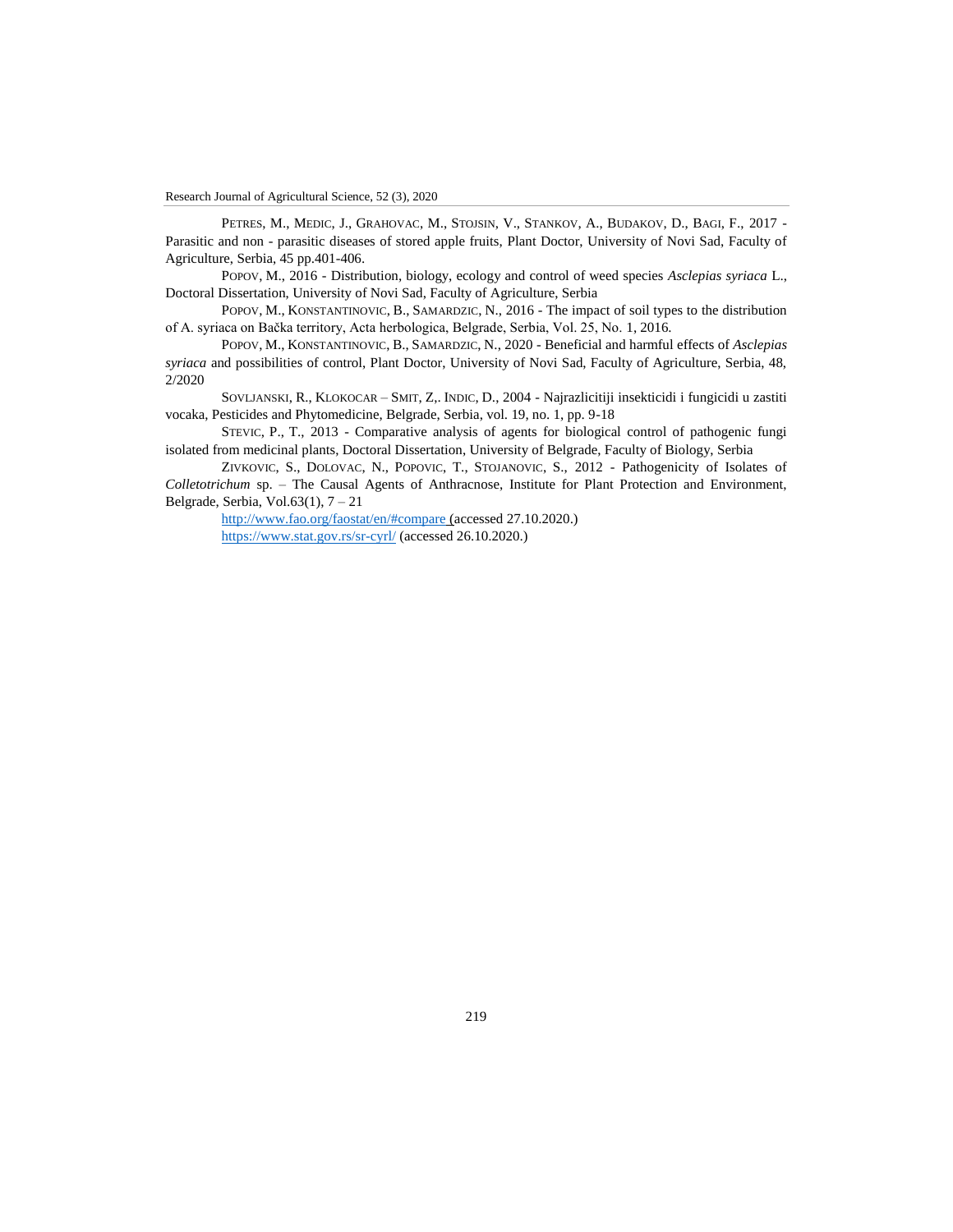PETRES, M., MEDIC, J., GRAHOVAC, M., STOJSIN, V., STANKOV, A., BUDAKOV, D., BAGI, F., 2017 - Parasitic and non - parasitic diseases of stored apple fruits, Plant Doctor, University of Novi Sad, Faculty of Agriculture, Serbia, 45 pp.401-406.

POPOV, M., 2016 - Distribution, biology, ecology and control of weed species *Asclepias syriaca* L., Doctoral Dissertation, University of Novi Sad, Faculty of Agriculture, Serbia

POPOV, M., KONSTANTINOVIC, B., SAMARDZIC, N., 2016 - The impact of soil types to the distribution of A. syriaca on Bačka territory, Acta herbologica, Belgrade, Serbia, Vol. 25, No. 1, 2016.

POPOV, M., KONSTANTINOVIC, B., SAMARDZIC, N., 2020 - Beneficial and harmful effects of *Asclepias syriaca* and possibilities of control, Plant Doctor, University of Novi Sad, Faculty of Agriculture, Serbia, 48, 2/2020

SOVLJANSKI, R., KLOKOCAR – SMIT, Z,. INDIC, D., 2004 - Najrazlicitiji insekticidi i fungicidi u zastiti vocaka, Pesticides and Phytomedicine, Belgrade, Serbia, vol. 19, no. 1, pp. 9-18

STEVIC, P., T., 2013 - Comparative analysis of agents for biological control of pathogenic fungi isolated from medicinal plants, Doctoral Dissertation, University of Belgrade, Faculty of Biology, Serbia

ZIVKOVIC, S., DOLOVAC, N., POPOVIC, T., STOJANOVIC, S., 2012 - Pathogenicity of Isolates of *Colletotrichum* sp. – The Causal Agents of Anthracnose, Institute for Plant Protection and Environment, Belgrade, Serbia, Vol.63(1), 7 – 21

http://www.fao.org/faostat/en/#compare (accessed 27.10.2020.)

https://www.stat.gov.rs/sr-cyrl/ (accessed 26.10.2020.)